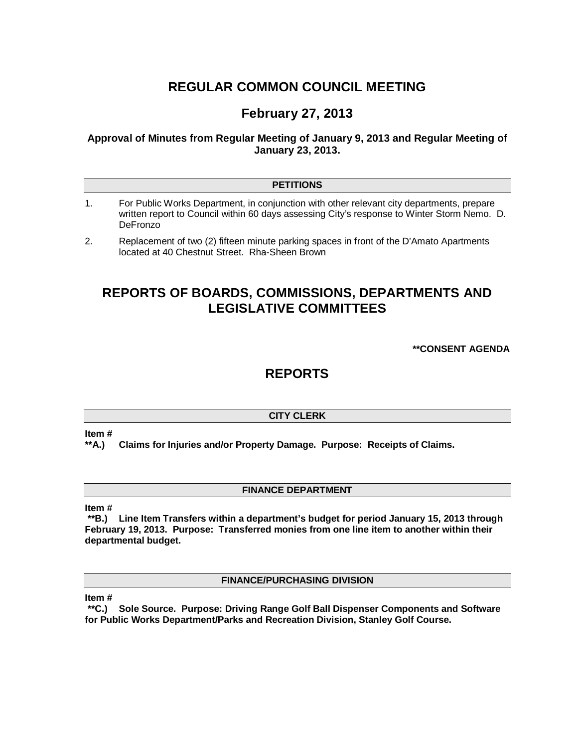# REGULAR COMMON COUNCIL MEETING

## February 27, 2013

**Approval of Minutes from Regular Meeting of January 9, 2013 and Regular Meeting of January 23, 2013.**

### PETITIONS

1. For Public Works Department, in conjunction with other relevant city departments, prepare written report to Council within 60 days assessing City's response to Winter Storm Nemo. D. DeFronzo
2. Replacement of two (2) fifteen minute parking spaces in front of the D'Amato Apartments located at 40 Chestnut Street. Rha-Sheen Brown

# REPORTS OF BOARDS, COMMISSIONS, DEPARTMENTS AND LEGISLATIVE COMMITTEES

**\*\*CONSENT AGENDA**

# REPORTS

### CITY CLERK

**Item #**
**\*\*A.) Claims for Injuries and/or Property Damage. Purpose: Receipts of Claims.**

### FINANCE DEPARTMENT

**Item #**
**\*\*B.) Line Item Transfers within a department's budget for period January 15, 2013 through February 19, 2013. Purpose: Transferred monies from one line item to another within their departmental budget.**

### FINANCE/PURCHASING DIVISION

**Item #**
**\*\*C.) Sole Source. Purpose: Driving Range Golf Ball Dispenser Components and Software for Public Works Department/Parks and Recreation Division, Stanley Golf Course.**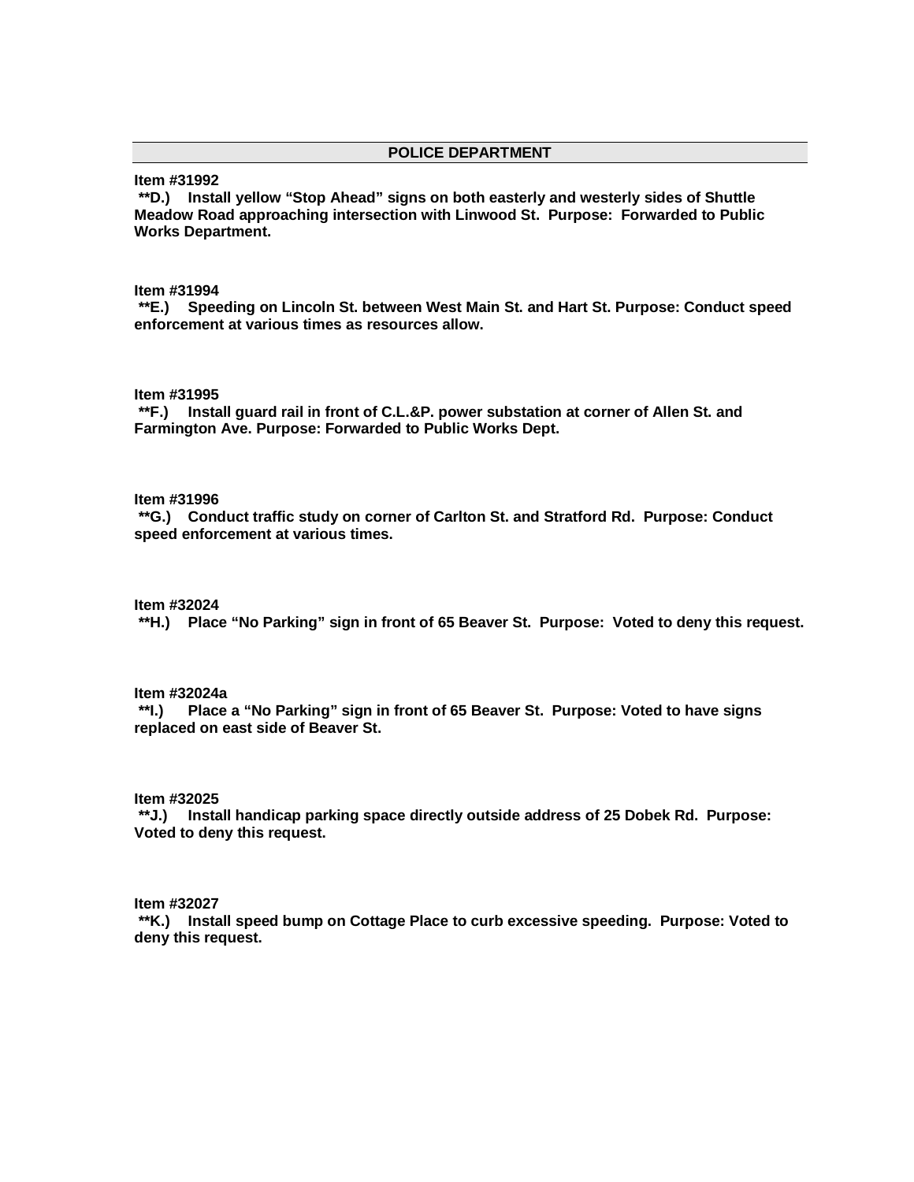## POLICE DEPARTMENT

**Item #31992**
**\*\*D.) Install yellow "Stop Ahead" signs on both easterly and westerly sides of Shuttle Meadow Road approaching intersection with Linwood St. Purpose: Forwarded to Public Works Department.**

**Item #31994**
**\*\*E.) Speeding on Lincoln St. between West Main St. and Hart St. Purpose: Conduct speed enforcement at various times as resources allow.**

**Item #31995**
**\*\*F.) Install guard rail in front of C.L.&P. power substation at corner of Allen St. and Farmington Ave. Purpose: Forwarded to Public Works Dept.**

**Item #31996**
**\*\*G.) Conduct traffic study on corner of Carlton St. and Stratford Rd. Purpose: Conduct speed enforcement at various times.**

**Item #32024**
**\*\*H.) Place "No Parking" sign in front of 65 Beaver St. Purpose: Voted to deny this request.**

**Item #32024a**
**\*\*I.) Place a "No Parking" sign in front of 65 Beaver St. Purpose: Voted to have signs replaced on east side of Beaver St.**

**Item #32025**
**\*\*J.) Install handicap parking space directly outside address of 25 Dobek Rd. Purpose: Voted to deny this request.**

**Item #32027**
**\*\*K.) Install speed bump on Cottage Place to curb excessive speeding. Purpose: Voted to deny this request.**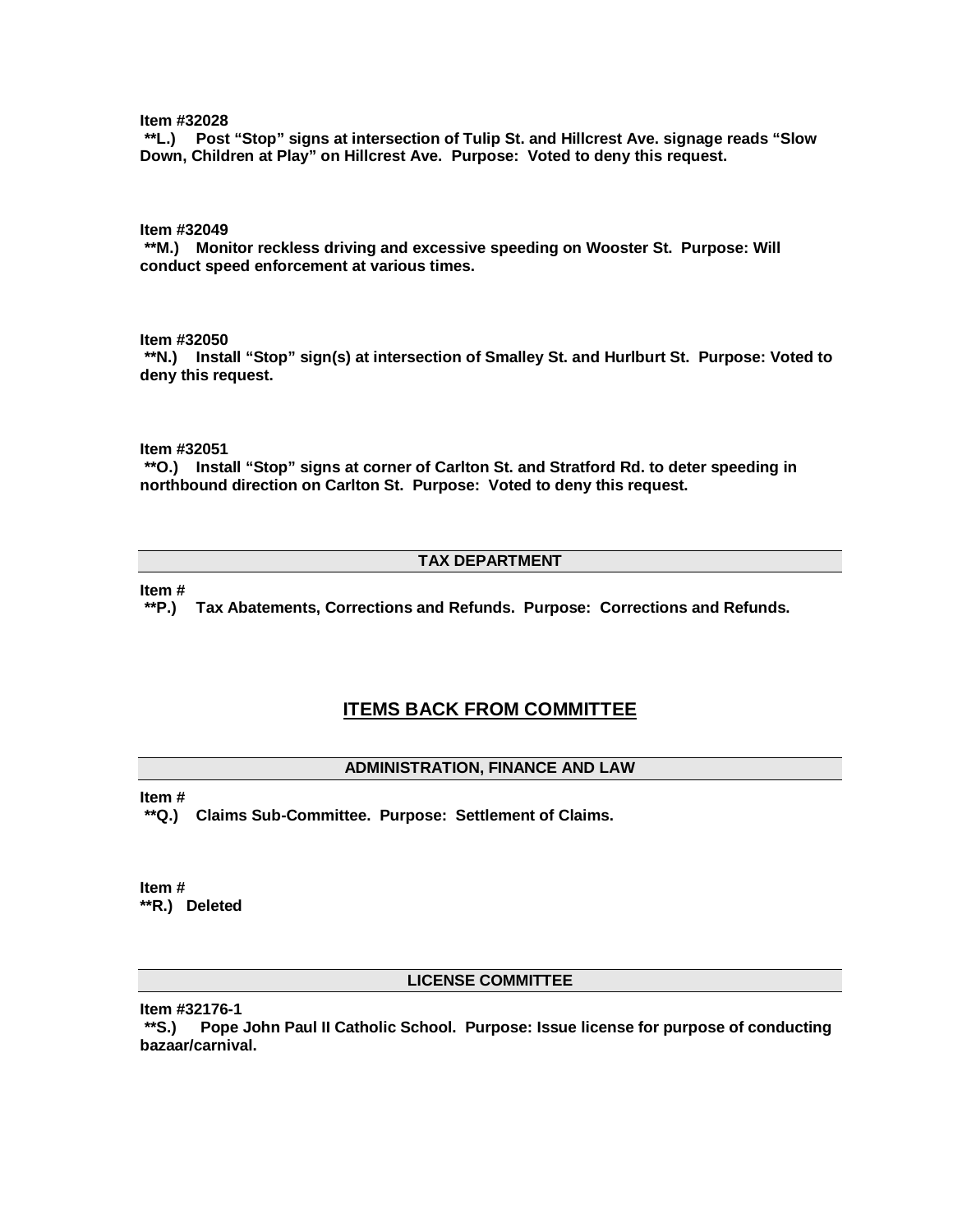**Item #32028**
**\*\*L.) Post "Stop" signs at intersection of Tulip St. and Hillcrest Ave. signage reads "Slow Down, Children at Play" on Hillcrest Ave. Purpose: Voted to deny this request.**

**Item #32049**
**\*\*M.) Monitor reckless driving and excessive speeding on Wooster St. Purpose: Will conduct speed enforcement at various times.**

**Item #32050**
**\*\*N.) Install "Stop" sign(s) at intersection of Smalley St. and Hurlburt St. Purpose: Voted to deny this request.**

**Item #32051**
**\*\*O.) Install "Stop" signs at corner of Carlton St. and Stratford Rd. to deter speeding in northbound direction on Carlton St. Purpose: Voted to deny this request.**

### TAX DEPARTMENT

**Item #**
**\*\*P.) Tax Abatements, Corrections and Refunds. Purpose: Corrections and Refunds.**

## ITEMS BACK FROM COMMITTEE

### ADMINISTRATION, FINANCE AND LAW

**Item #**
**\*\*Q.) Claims Sub-Committee. Purpose: Settlement of Claims.**

**Item #**
**\*\*R.) Deleted**

### LICENSE COMMITTEE

**Item #32176-1**
**\*\*S.) Pope John Paul II Catholic School. Purpose: Issue license for purpose of conducting bazaar/carnival.**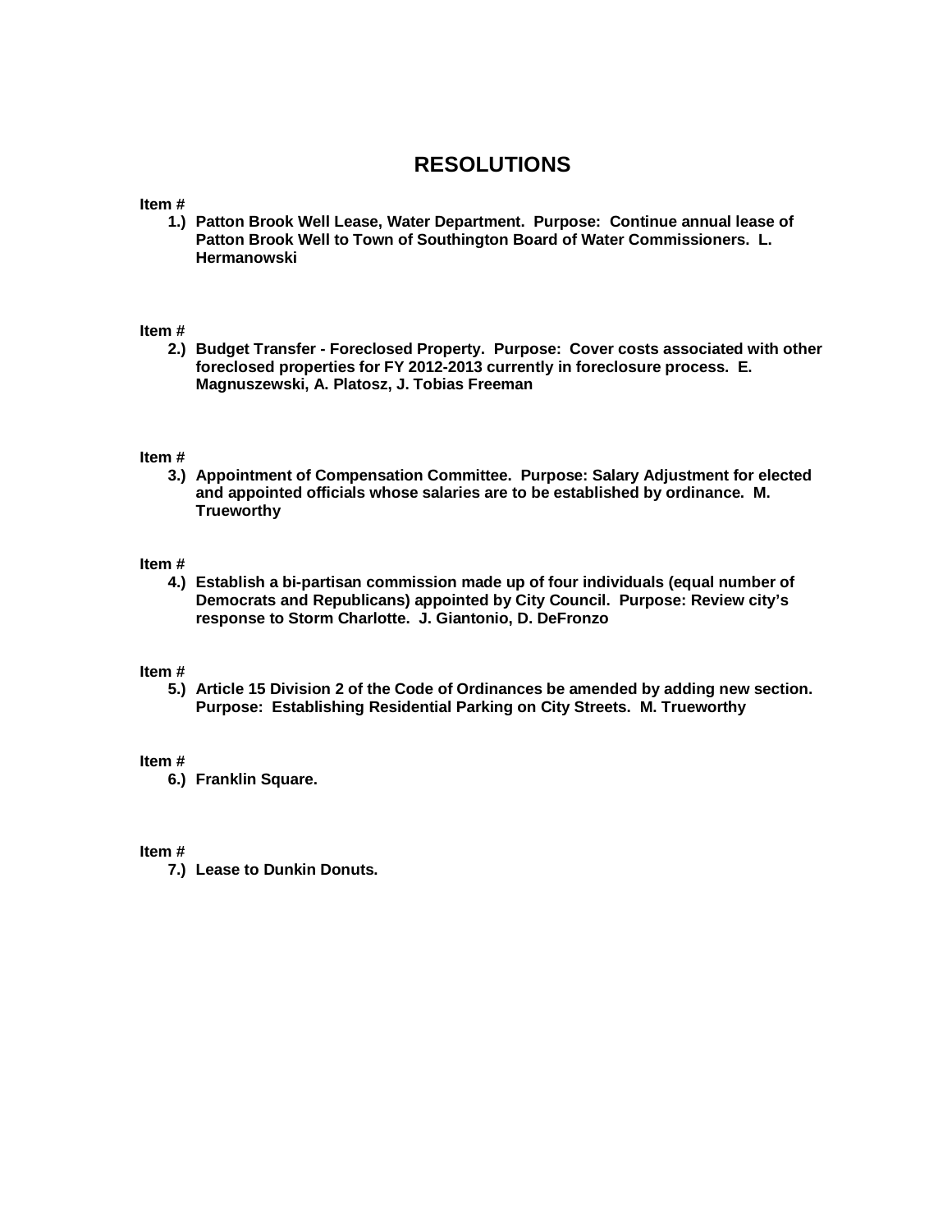# RESOLUTIONS

**Item #**

**1.) Patton Brook Well Lease, Water Department. Purpose: Continue annual lease of Patton Brook Well to Town of Southington Board of Water Commissioners. L. Hermanowski**

**Item #**

**2.) Budget Transfer - Foreclosed Property. Purpose: Cover costs associated with other foreclosed properties for FY 2012-2013 currently in foreclosure process. E. Magnuszewski, A. Platosz, J. Tobias Freeman**

**Item #**

**3.) Appointment of Compensation Committee. Purpose: Salary Adjustment for elected and appointed officials whose salaries are to be established by ordinance. M. Trueworthy**

**Item #**

**4.) Establish a bi-partisan commission made up of four individuals (equal number of Democrats and Republicans) appointed by City Council. Purpose: Review city's response to Storm Charlotte. J. Giantonio, D. DeFronzo**

**Item #**

**5.) Article 15 Division 2 of the Code of Ordinances be amended by adding new section. Purpose: Establishing Residential Parking on City Streets. M. Trueworthy**

**Item #**

**6.) Franklin Square.**

**Item #**

**7.) Lease to Dunkin Donuts.**